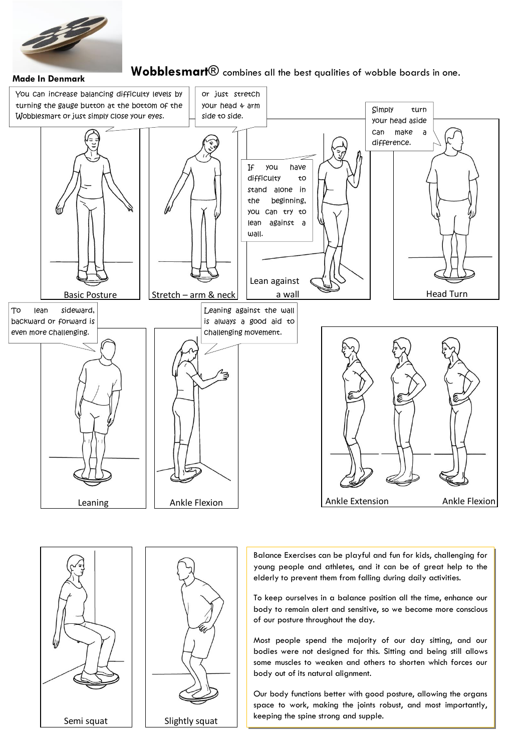**Made In Denmark**

**Wobblesmart®** combines all the best qualities of wobble boards in one.

You can increase balancing difficulty levels by turning the gauge button at the bottom of the Wobblesmart or just simply close your eyes.

Basic Posture

or just stretch your head & arm side to side.

Stretch – arm & neck

If you have difficulty to stand alone in the beginning, you can try to lean against a wall.

Lean against a wall

Simply turn your head aside can make a difference.

Head Turn

To lean sideward, backward or forward is even more challenging.

Leaning

Leaning against the wall is always a good aid to challenging movement.

Ankle Flexion

Ankle Extension

Ankle Flexion

Semi squat

Slightly squat

Balance Exercises can be playful and fun for kids, challenging for young people and athletes, and it can be of great help to the elderly to prevent them from falling during daily activities.

To keep ourselves in a balance position all the time, enhance our body to remain alert and sensitive, so we become more conscious of our posture throughout the day.

Most people spend the majority of our day sitting, and our bodies were not designed for this. Sitting and being still allows some muscles to weaken and others to shorten which forces our body out of its natural alignment.

Our body functions better with good posture, allowing the organs space to work, making the joints robust, and most importantly, keeping the spine strong and supple.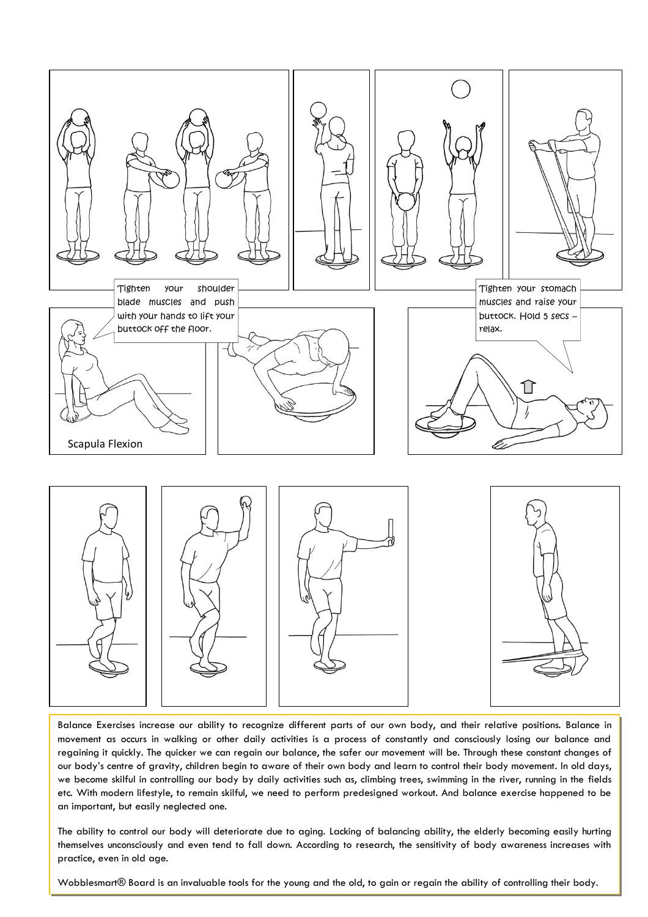Tighten your shoulder blade muscles and push with your hands to lift your buttock off the floor.

Scapula Flexion

Tighten your stomach muscles and raise your buttock. Hold 5 secs – relax.

Balance Exercises increase our ability to recognize different parts of our own body, and their relative positions. Balance in movement as occurs in walking or other daily activities is a process of constantly and consciously losing our balance and regaining it quickly. The quicker we can regain our balance, the safer our movement will be. Through these constant changes of our body's centre of gravity, children begin to aware of their own body and learn to control their body movement. In old days, we become skilful in controlling our body by daily activities such as, climbing trees, swimming in the river, running in the fields etc. With modern lifestyle, to remain skilful, we need to perform predesigned workout. And balance exercise happened to be an important, but easily neglected one.

The ability to control our body will deteriorate due to aging. Lacking of balancing ability, the elderly becoming easily hurting themselves unconsciously and even tend to fall down. According to research, the sensitivity of body awareness increases with practice, even in old age.

Wobblesmart® Board is an invaluable tools for the young and the old, to gain or regain the ability of controlling their body.